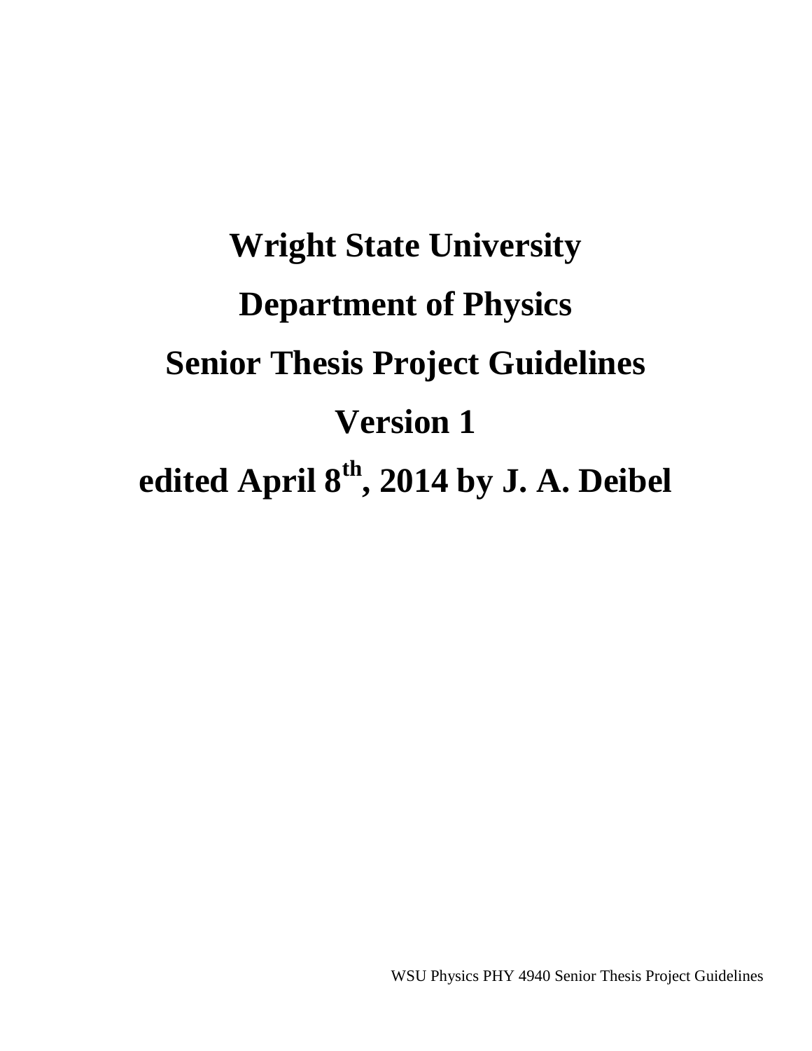# Wright State University

# Department of Physics

# Senior Thesis Project Guidelines

# Version 1

# edited April 8th, 2014 by J. A. Deibel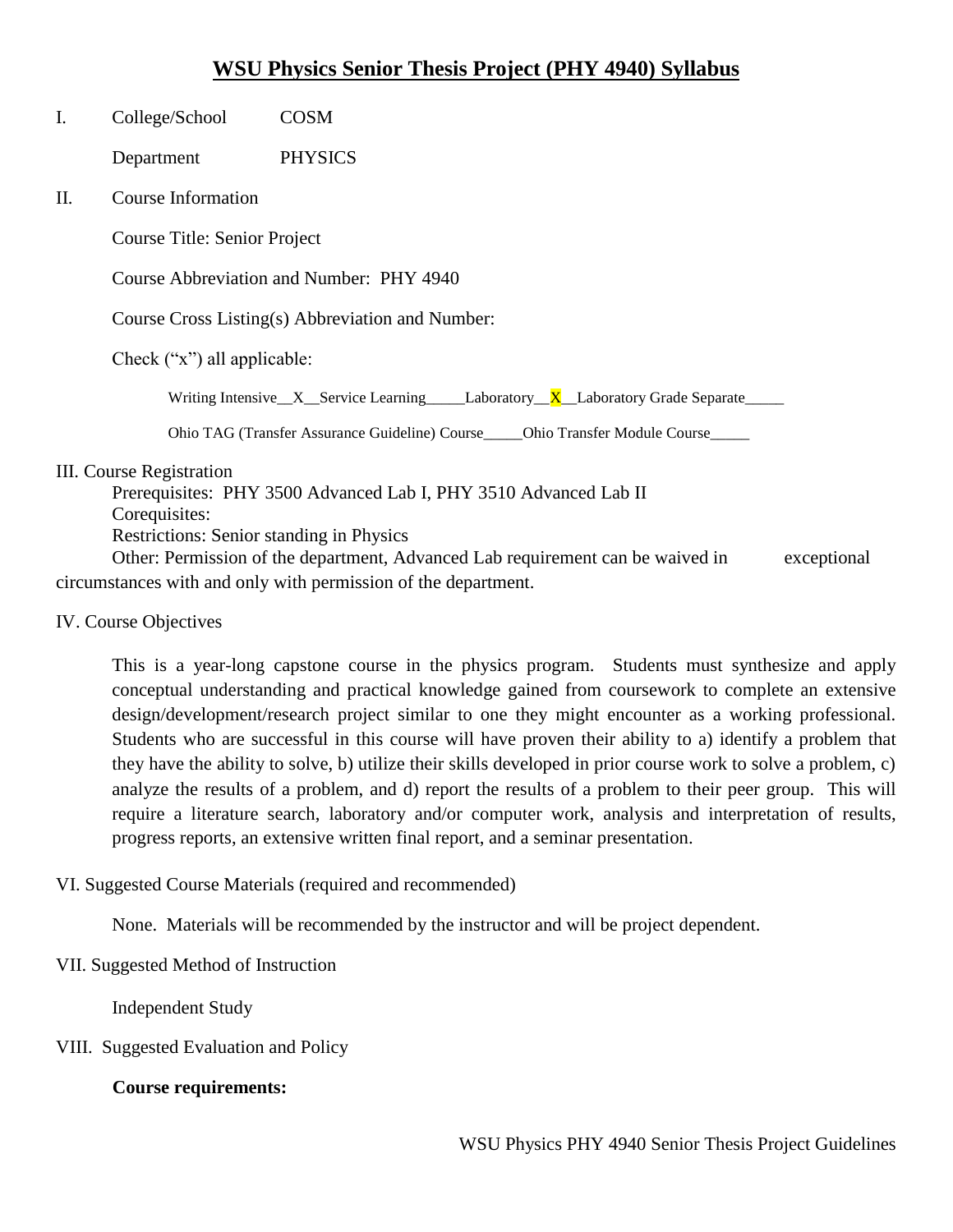# WSU Physics Senior Thesis Project (PHY 4940) Syllabus

I. College/School COSM

Department PHYSICS

II. Course Information

Course Title: Senior Project

Course Abbreviation and Number: PHY 4940

Course Cross Listing(s) Abbreviation and Number:

Check ("x") all applicable:

Writing Intensive__X__Service Learning_____Laboratory__X__Laboratory Grade Separate_____

Ohio TAG (Transfer Assurance Guideline) Course_____Ohio Transfer Module Course_____

III. Course Registration

Prerequisites: PHY 3500 Advanced Lab I, PHY 3510 Advanced Lab II

Corequisites:

Restrictions: Senior standing in Physics

Other: Permission of the department, Advanced Lab requirement can be waived in exceptional circumstances with and only with permission of the department.

IV. Course Objectives

This is a year-long capstone course in the physics program. Students must synthesize and apply conceptual understanding and practical knowledge gained from coursework to complete an extensive design/development/research project similar to one they might encounter as a working professional. Students who are successful in this course will have proven their ability to a) identify a problem that they have the ability to solve, b) utilize their skills developed in prior course work to solve a problem, c) analyze the results of a problem, and d) report the results of a problem to their peer group. This will require a literature search, laboratory and/or computer work, analysis and interpretation of results, progress reports, an extensive written final report, and a seminar presentation.

VI. Suggested Course Materials (required and recommended)

None. Materials will be recommended by the instructor and will be project dependent.

VII. Suggested Method of Instruction

Independent Study

VIII. Suggested Evaluation and Policy

**Course requirements:**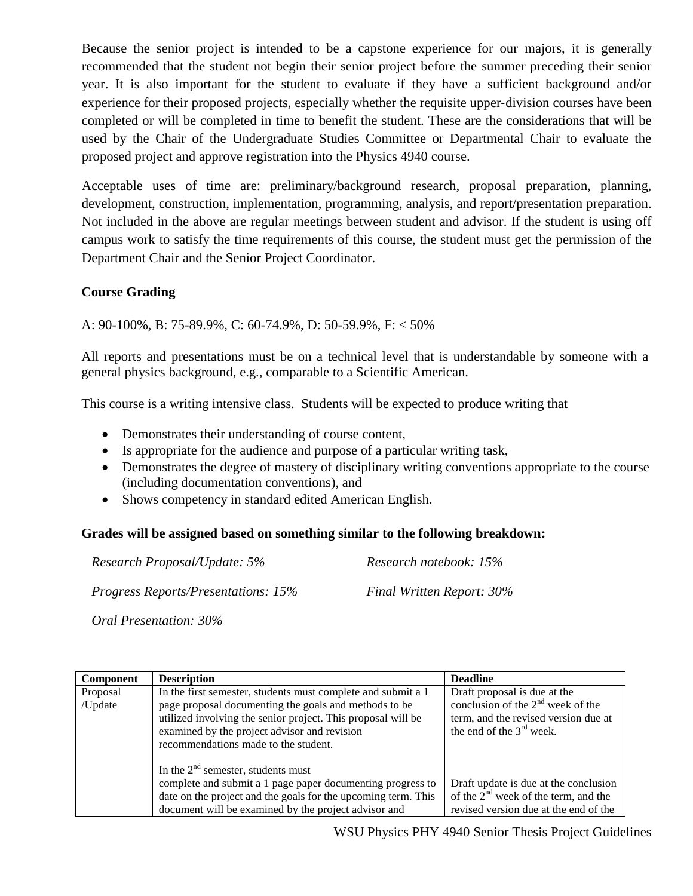Because the senior project is intended to be a capstone experience for our majors, it is generally recommended that the student not begin their senior project before the summer preceding their senior year. It is also important for the student to evaluate if they have a sufficient background and/or experience for their proposed projects, especially whether the requisite upper-division courses have been completed or will be completed in time to benefit the student. These are the considerations that will be used by the Chair of the Undergraduate Studies Committee or Departmental Chair to evaluate the proposed project and approve registration into the Physics 4940 course.

Acceptable uses of time are: preliminary/background research, proposal preparation, planning, development, construction, implementation, programming, analysis, and report/presentation preparation. Not included in the above are regular meetings between student and advisor. If the student is using off campus work to satisfy the time requirements of this course, the student must get the permission of the Department Chair and the Senior Project Coordinator.

**Course Grading**

A: 90-100%, B: 75-89.9%, C: 60-74.9%, D: 50-59.9%, F: < 50%

All reports and presentations must be on a technical level that is understandable by someone with a general physics background, e.g., comparable to a Scientific American.

This course is a writing intensive class. Students will be expected to produce writing that

- Demonstrates their understanding of course content,
- Is appropriate for the audience and purpose of a particular writing task,
- Demonstrates the degree of mastery of disciplinary writing conventions appropriate to the course (including documentation conventions), and
- Shows competency in standard edited American English.

**Grades will be assigned based on something similar to the following breakdown:**

*Research Proposal/Update: 5%*

*Research notebook: 15%*

*Progress Reports/Presentations: 15%*

*Final Written Report: 30%*

*Oral Presentation: 30%*

| Component | Description | Deadline |
|---|---|---|
| Proposal /Update | In the first semester, students must complete and submit a 1 page proposal documenting the goals and methods to be utilized involving the senior project. This proposal will be examined by the project advisor and revision recommendations made to the student.<br><br>In the 2nd semester, students must complete and submit a 1 page paper documenting progress to date on the project and the goals for the upcoming term. This document will be examined by the project advisor and | Draft proposal is due at the conclusion of the 2nd week of the term, and the revised version due at the end of the 3rd week.<br><br>Draft update is due at the conclusion of the 2nd week of the term, and the revised version due at the end of the |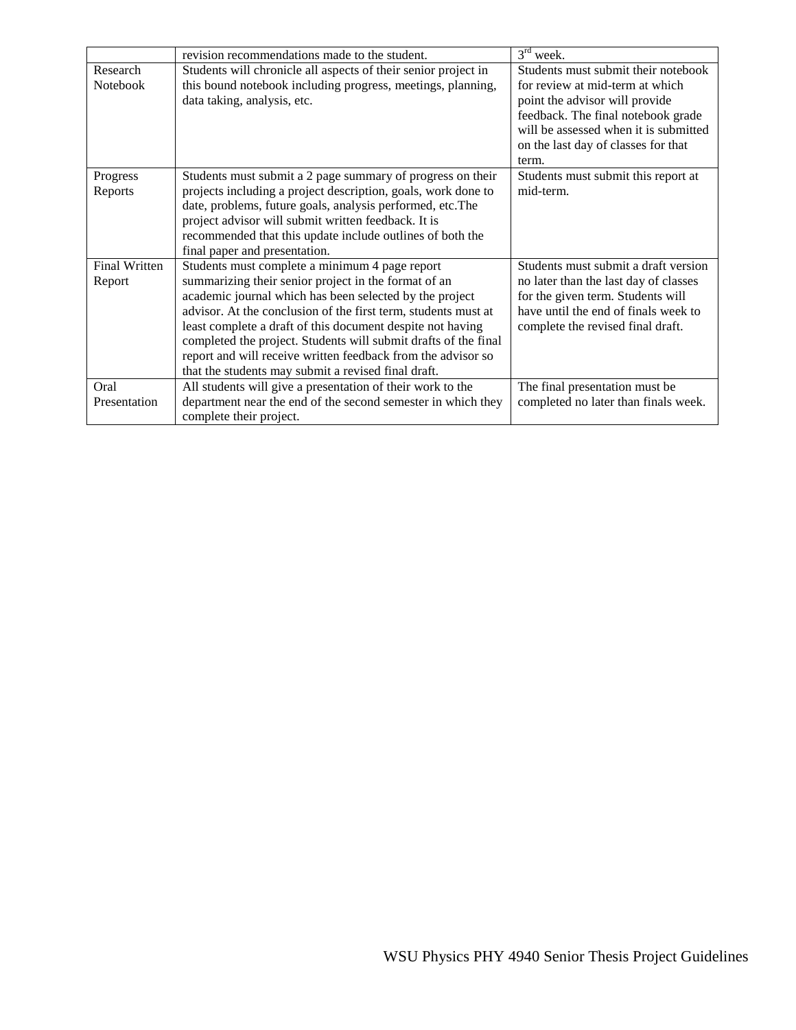| | | |
|---|---|---|
| | revision recommendations made to the student. | 3rd week. |
| Research Notebook | Students will chronicle all aspects of their senior project in this bound notebook including progress, meetings, planning, data taking, analysis, etc. | Students must submit their notebook for review at mid-term at which point the advisor will provide feedback. The final notebook grade will be assessed when it is submitted on the last day of classes for that term. |
| Progress Reports | Students must submit a 2 page summary of progress on their projects including a project description, goals, work done to date, problems, future goals, analysis performed, etc.The project advisor will submit written feedback. It is recommended that this update include outlines of both the final paper and presentation. | Students must submit this report at mid-term. |
| Final Written Report | Students must complete a minimum 4 page report summarizing their senior project in the format of an academic journal which has been selected by the project advisor. At the conclusion of the first term, students must at least complete a draft of this document despite not having completed the project. Students will submit drafts of the final report and will receive written feedback from the advisor so that the students may submit a revised final draft. | Students must submit a draft version no later than the last day of classes for the given term. Students will have until the end of finals week to complete the revised final draft. |
| Oral Presentation | All students will give a presentation of their work to the department near the end of the second semester in which they complete their project. | The final presentation must be completed no later than finals week. |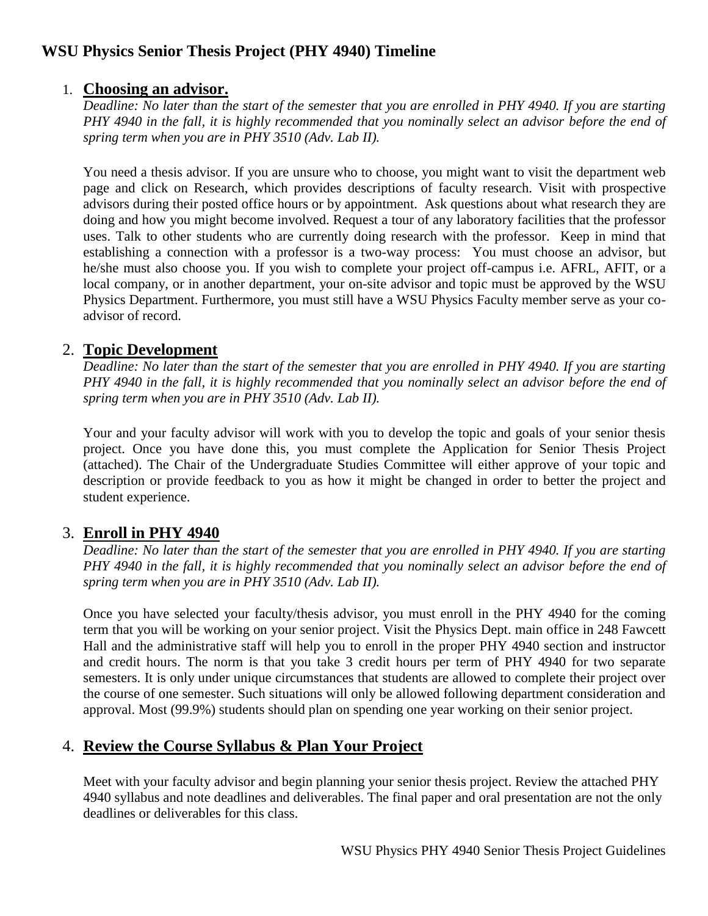# WSU Physics Senior Thesis Project (PHY 4940) Timeline

1. **Choosing an advisor.**

   *Deadline: No later than the start of the semester that you are enrolled in PHY 4940. If you are starting PHY 4940 in the fall, it is highly recommended that you nominally select an advisor before the end of spring term when you are in PHY 3510 (Adv. Lab II).*

   You need a thesis advisor. If you are unsure who to choose, you might want to visit the department web page and click on Research, which provides descriptions of faculty research. Visit with prospective advisors during their posted office hours or by appointment. Ask questions about what research they are doing and how you might become involved. Request a tour of any laboratory facilities that the professor uses. Talk to other students who are currently doing research with the professor. Keep in mind that establishing a connection with a professor is a two-way process: You must choose an advisor, but he/she must also choose you. If you wish to complete your project off-campus i.e. AFRL, AFIT, or a local company, or in another department, your on-site advisor and topic must be approved by the WSU Physics Department. Furthermore, you must still have a WSU Physics Faculty member serve as your co-advisor of record.

2. **Topic Development**

   *Deadline: No later than the start of the semester that you are enrolled in PHY 4940. If you are starting PHY 4940 in the fall, it is highly recommended that you nominally select an advisor before the end of spring term when you are in PHY 3510 (Adv. Lab II).*

   Your and your faculty advisor will work with you to develop the topic and goals of your senior thesis project. Once you have done this, you must complete the Application for Senior Thesis Project (attached). The Chair of the Undergraduate Studies Committee will either approve of your topic and description or provide feedback to you as how it might be changed in order to better the project and student experience.

3. **Enroll in PHY 4940**

   *Deadline: No later than the start of the semester that you are enrolled in PHY 4940. If you are starting PHY 4940 in the fall, it is highly recommended that you nominally select an advisor before the end of spring term when you are in PHY 3510 (Adv. Lab II).*

   Once you have selected your faculty/thesis advisor, you must enroll in the PHY 4940 for the coming term that you will be working on your senior project. Visit the Physics Dept. main office in 248 Fawcett Hall and the administrative staff will help you to enroll in the proper PHY 4940 section and instructor and credit hours. The norm is that you take 3 credit hours per term of PHY 4940 for two separate semesters. It is only under unique circumstances that students are allowed to complete their project over the course of one semester. Such situations will only be allowed following department consideration and approval. Most (99.9%) students should plan on spending one year working on their senior project.

4. **Review the Course Syllabus & Plan Your Project**

   Meet with your faculty advisor and begin planning your senior thesis project. Review the attached PHY 4940 syllabus and note deadlines and deliverables. The final paper and oral presentation are not the only deadlines or deliverables for this class.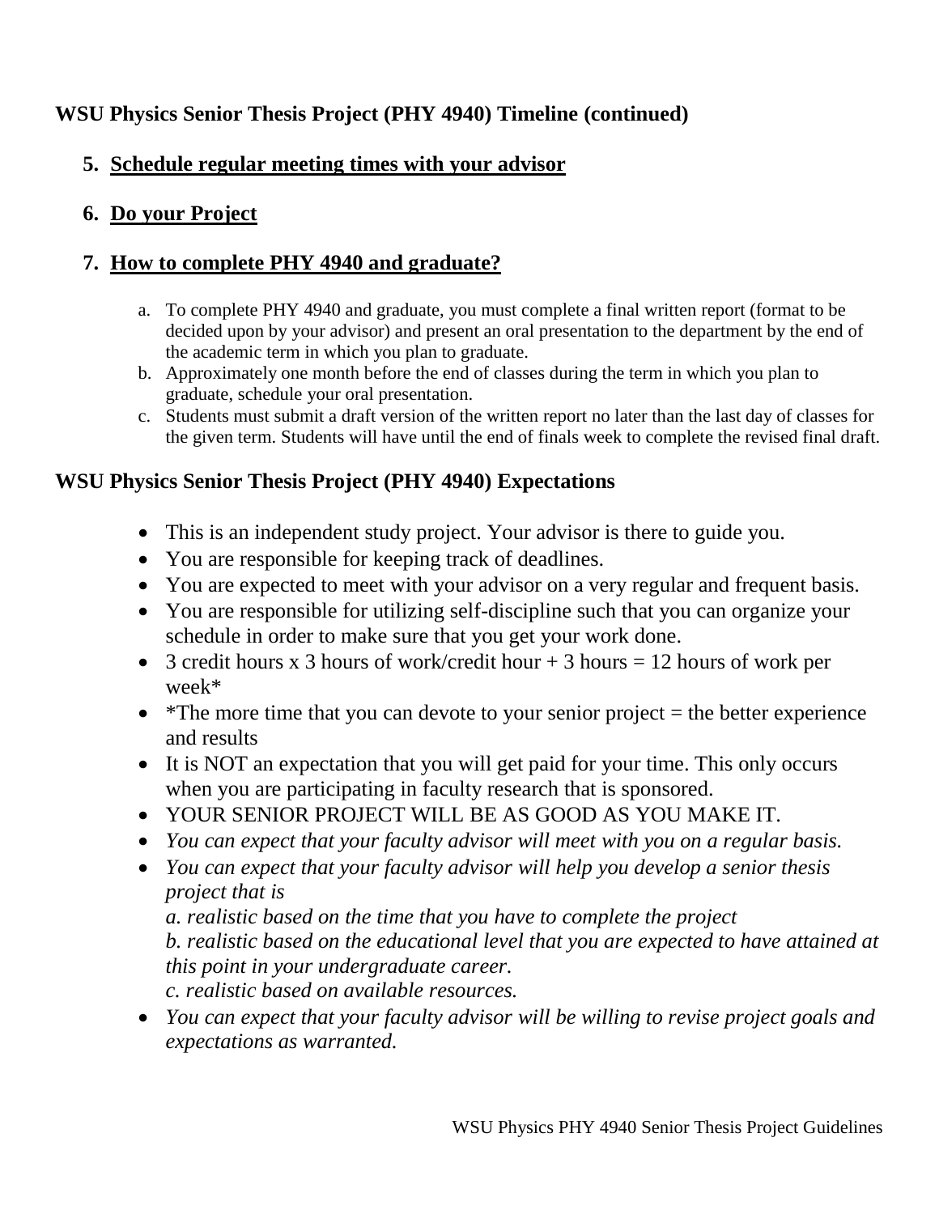## WSU Physics Senior Thesis Project (PHY 4940) Timeline (continued)

### 5. <u>Schedule regular meeting times with your advisor</u>

### 6. <u>Do your Project</u>

### 7. <u>How to complete PHY 4940 and graduate?</u>

a. To complete PHY 4940 and graduate, you must complete a final written report (format to be decided upon by your advisor) and present an oral presentation to the department by the end of the academic term in which you plan to graduate.

b. Approximately one month before the end of classes during the term in which you plan to graduate, schedule your oral presentation.

c. Students must submit a draft version of the written report no later than the last day of classes for the given term. Students will have until the end of finals week to complete the revised final draft.

## WSU Physics Senior Thesis Project (PHY 4940) Expectations

- This is an independent study project. Your advisor is there to guide you.
- You are responsible for keeping track of deadlines.
- You are expected to meet with your advisor on a very regular and frequent basis.
- You are responsible for utilizing self-discipline such that you can organize your schedule in order to make sure that you get your work done.
- 3 credit hours x 3 hours of work/credit hour + 3 hours = 12 hours of work per week*
- *The more time that you can devote to your senior project = the better experience and results
- It is NOT an expectation that you will get paid for your time. This only occurs when you are participating in faculty research that is sponsored.
- YOUR SENIOR PROJECT WILL BE AS GOOD AS YOU MAKE IT.
- *You can expect that your faculty advisor will meet with you on a regular basis.*
- *You can expect that your faculty advisor will help you develop a senior thesis project that is*
  *a. realistic based on the time that you have to complete the project*
  *b. realistic based on the educational level that you are expected to have attained at this point in your undergraduate career.*
  *c. realistic based on available resources.*
- *You can expect that your faculty advisor will be willing to revise project goals and expectations as warranted.*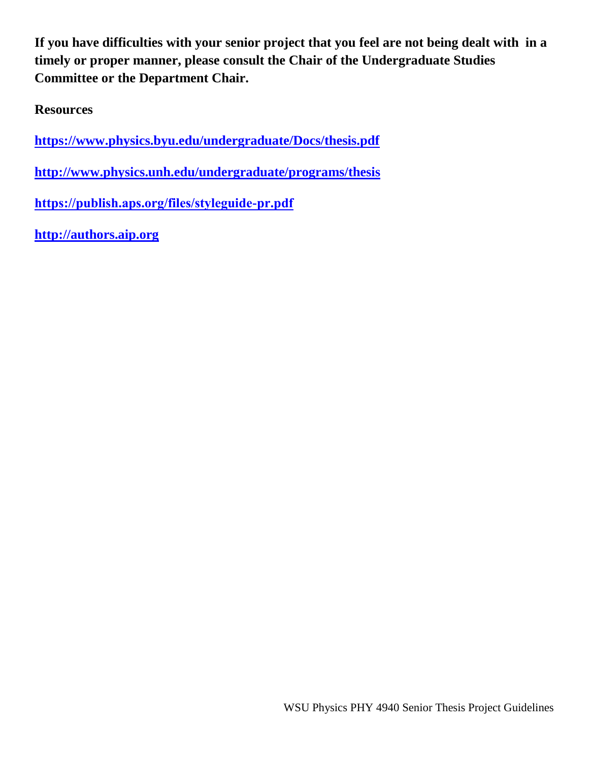**If you have difficulties with your senior project that you feel are not being dealt with in a timely or proper manner, please consult the Chair of the Undergraduate Studies Committee or the Department Chair.**

**Resources**

**https://www.physics.byu.edu/undergraduate/Docs/thesis.pdf**

**http://www.physics.unh.edu/undergraduate/programs/thesis**

**https://publish.aps.org/files/styleguide-pr.pdf**

**http://authors.aip.org**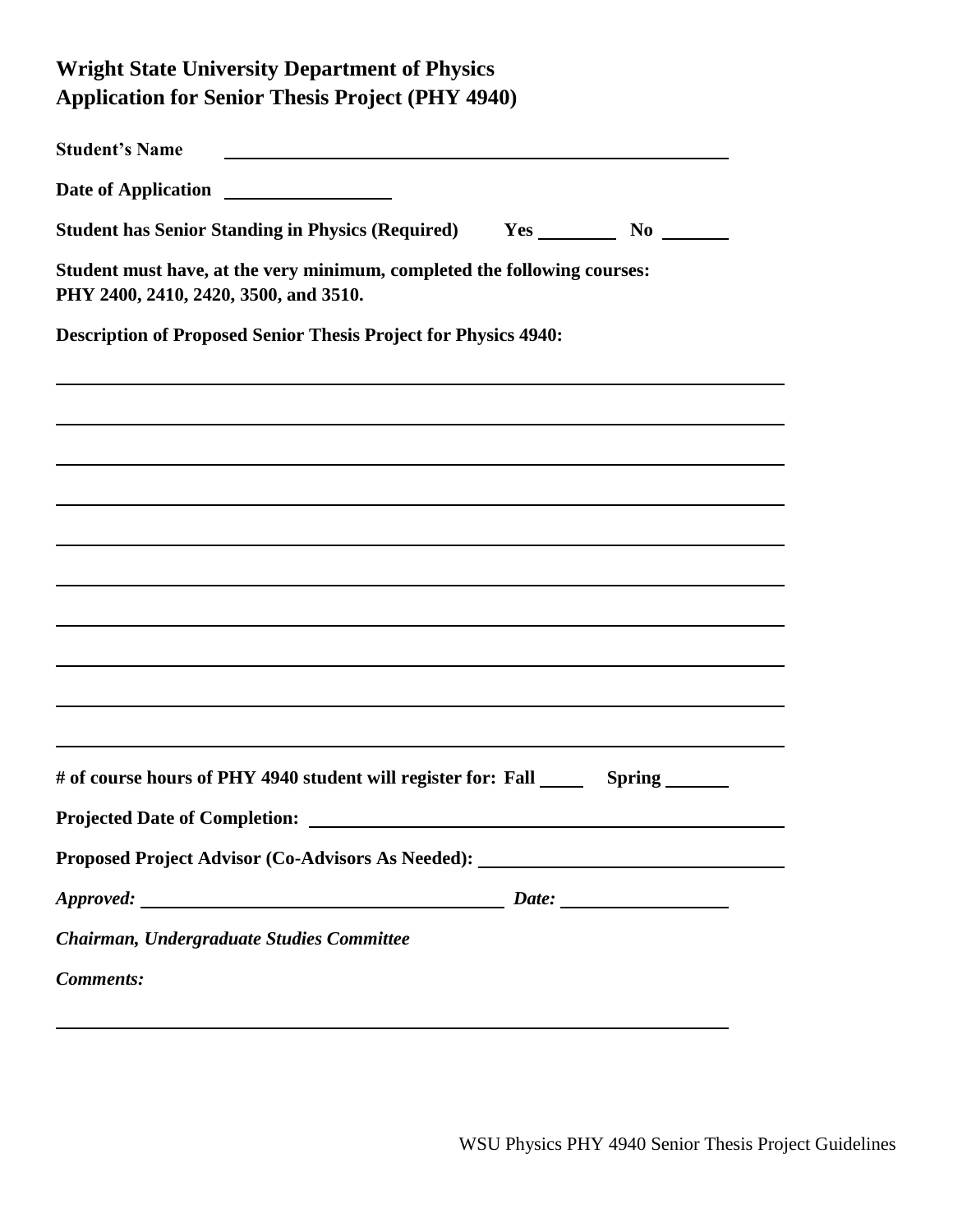# Wright State University Department of Physics
# Application for Senior Thesis Project (PHY 4940)

**Student's Name** ______________________________________________

**Date of Application** __________________

**Student has Senior Standing in Physics (Required)** **Yes** ________ **No** _______

**Student must have, at the very minimum, completed the following courses:**
**PHY 2400, 2410, 2420, 3500, and 3510.**

**Description of Proposed Senior Thesis Project for Physics 4940:**

______________________________________________________________________

______________________________________________________________________

______________________________________________________________________

______________________________________________________________________

______________________________________________________________________

______________________________________________________________________

______________________________________________________________________

______________________________________________________________________

______________________________________________________________________

______________________________________________________________________

**# of course hours of PHY 4940 student will register for: Fall** _____ **Spring** _______

**Projected Date of Completion:** ________________________________________________

**Proposed Project Advisor (Co-Advisors As Needed):** ______________________________

***Approved:*** ____________________________________ ***Date:*** __________________

***Chairman, Undergraduate Studies Committee***

***Comments:***

______________________________________________________________________